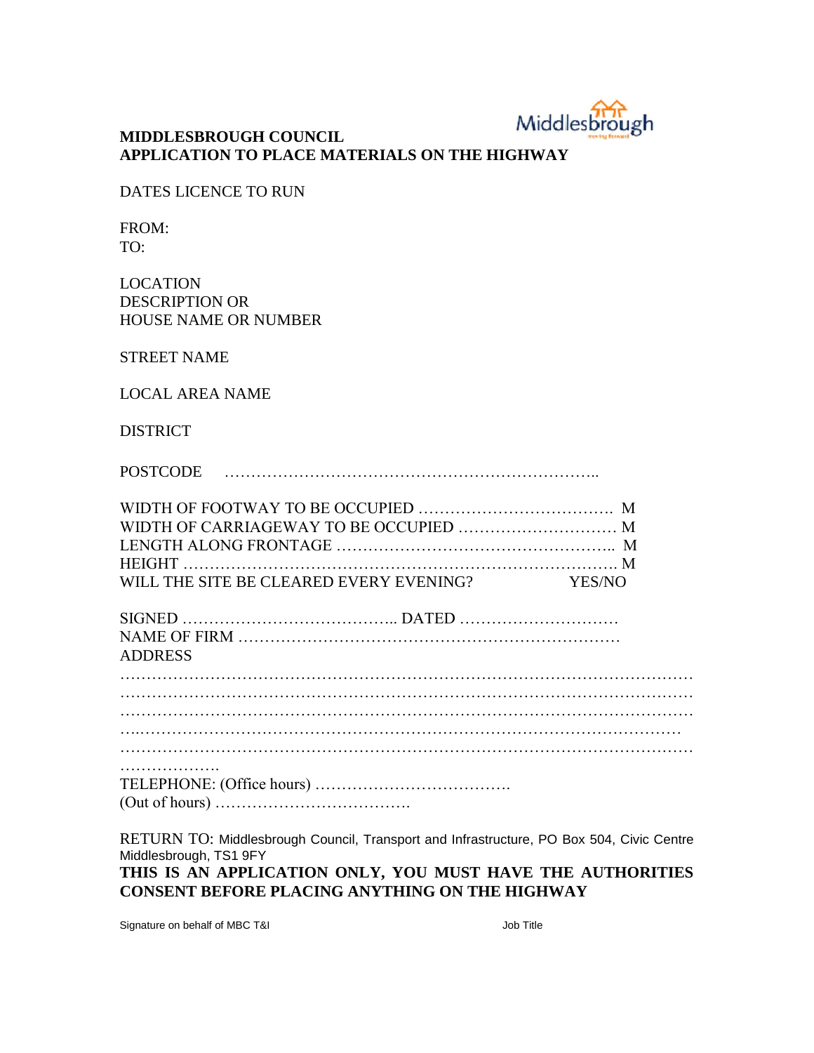**MIDDLESBROUGH COUNCIL**
**APPLICATION TO PLACE MATERIALS ON THE HIGHWAY**

DATES LICENCE TO RUN

FROM:
TO:

LOCATION
DESCRIPTION OR
HOUSE NAME OR NUMBER

STREET NAME

LOCAL AREA NAME

DISTRICT

POSTCODE ……………………………………………………………..

WIDTH OF FOOTWAY TO BE OCCUPIED ………………………………. M
WIDTH OF CARRIAGEWAY TO BE OCCUPIED ………………………… M
LENGTH ALONG FRONTAGE …………………………………………….. M
HEIGHT ……………………………………………………………………. M
WILL THE SITE BE CLEARED EVERY EVENING? YES/NO

SIGNED ………………………………….. DATED …………………………
NAME OF FIRM ……………………………………………………………
ADDRESS
…………………………………………………………………………………………
…………………………………………………………………………………………
…………………………………………………………………………………………
…..……………………………………………………………………………………
…………………………………………………………………………………………
……………….
TELEPHONE: (Office hours) ……………………………….
(Out of hours) ……………………………….

RETURN TO: Middlesbrough Council, Transport and Infrastructure, PO Box 504, Civic Centre Middlesbrough, TS1 9FY

**THIS IS AN APPLICATION ONLY, YOU MUST HAVE THE AUTHORITIES CONSENT BEFORE PLACING ANYTHING ON THE HIGHWAY**

Signature on behalf of MBC T&I Job Title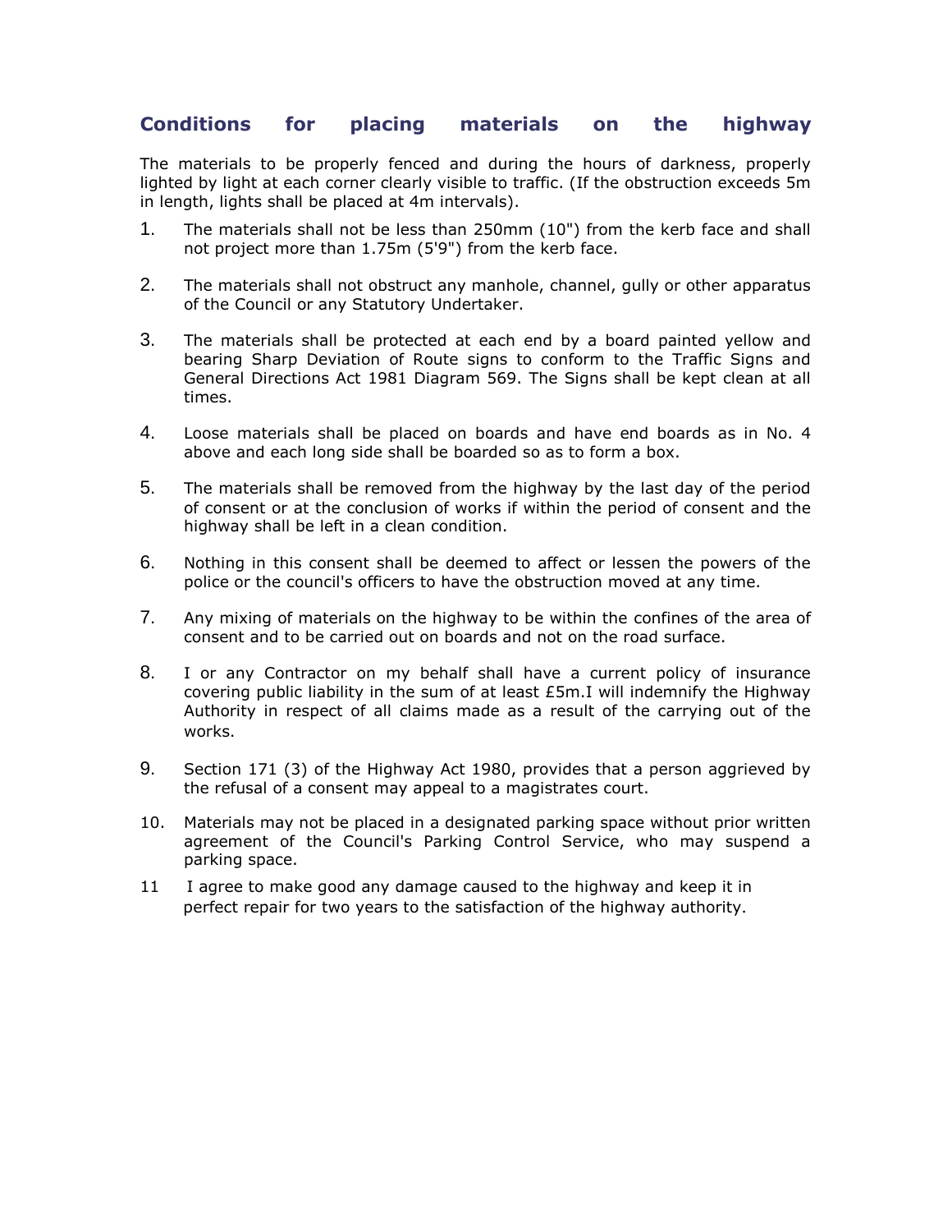## Conditions for placing materials on the highway

The materials to be properly fenced and during the hours of darkness, properly lighted by light at each corner clearly visible to traffic. (If the obstruction exceeds 5m in length, lights shall be placed at 4m intervals).

1. The materials shall not be less than 250mm (10") from the kerb face and shall not project more than 1.75m (5'9") from the kerb face.

2. The materials shall not obstruct any manhole, channel, gully or other apparatus of the Council or any Statutory Undertaker.

3. The materials shall be protected at each end by a board painted yellow and bearing Sharp Deviation of Route signs to conform to the Traffic Signs and General Directions Act 1981 Diagram 569. The Signs shall be kept clean at all times.

4. Loose materials shall be placed on boards and have end boards as in No. 4 above and each long side shall be boarded so as to form a box.

5. The materials shall be removed from the highway by the last day of the period of consent or at the conclusion of works if within the period of consent and the highway shall be left in a clean condition.

6. Nothing in this consent shall be deemed to affect or lessen the powers of the police or the council's officers to have the obstruction moved at any time.

7. Any mixing of materials on the highway to be within the confines of the area of consent and to be carried out on boards and not on the road surface.

8. I or any Contractor on my behalf shall have a current policy of insurance covering public liability in the sum of at least £5m.I will indemnify the Highway Authority in respect of all claims made as a result of the carrying out of the works.

9. Section 171 (3) of the Highway Act 1980, provides that a person aggrieved by the refusal of a consent may appeal to a magistrates court.

10. Materials may not be placed in a designated parking space without prior written agreement of the Council's Parking Control Service, who may suspend a parking space.

11. I agree to make good any damage caused to the highway and keep it in perfect repair for two years to the satisfaction of the highway authority.